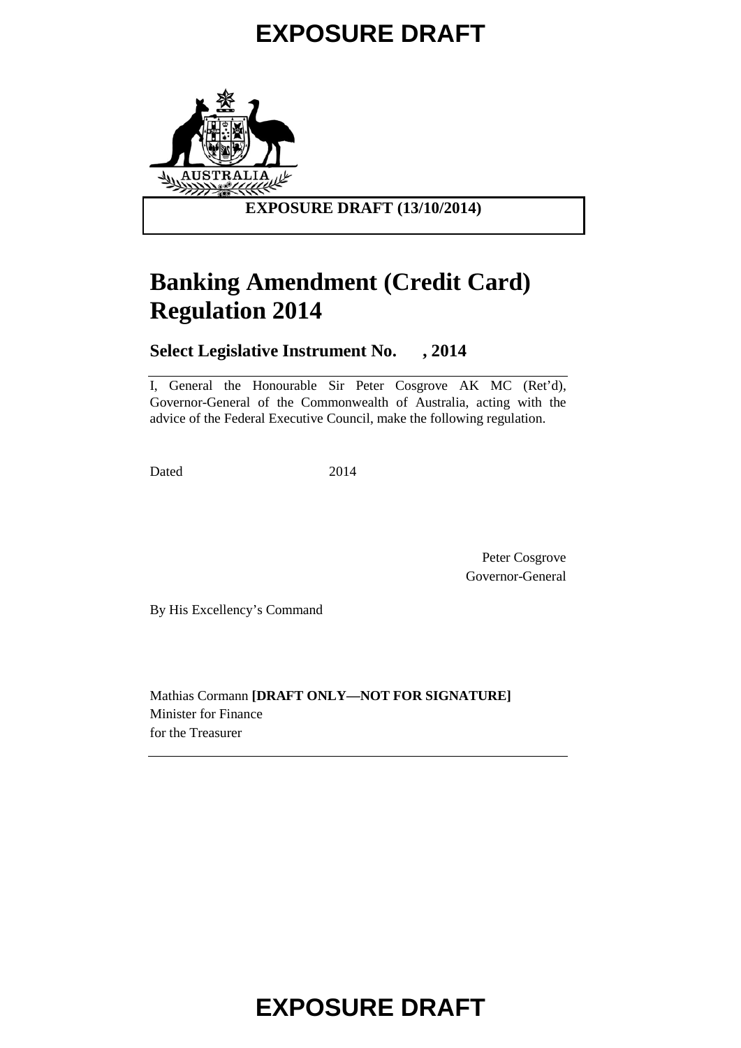EXPOSURE DRAFT

**EXPOSURE DRAFT (13/10/2014)**

# Banking Amendment (Credit Card) Regulation 2014

**Select Legislative Instrument No. , 2014**

I, General the Honourable Sir Peter Cosgrove AK MC (Ret'd), Governor-General of the Commonwealth of Australia, acting with the advice of the Federal Executive Council, make the following regulation.

Dated 2014

Peter Cosgrove
Governor-General

By His Excellency's Command

Mathias Cormann **[DRAFT ONLY—NOT FOR SIGNATURE]**
Minister for Finance
for the Treasurer

EXPOSURE DRAFT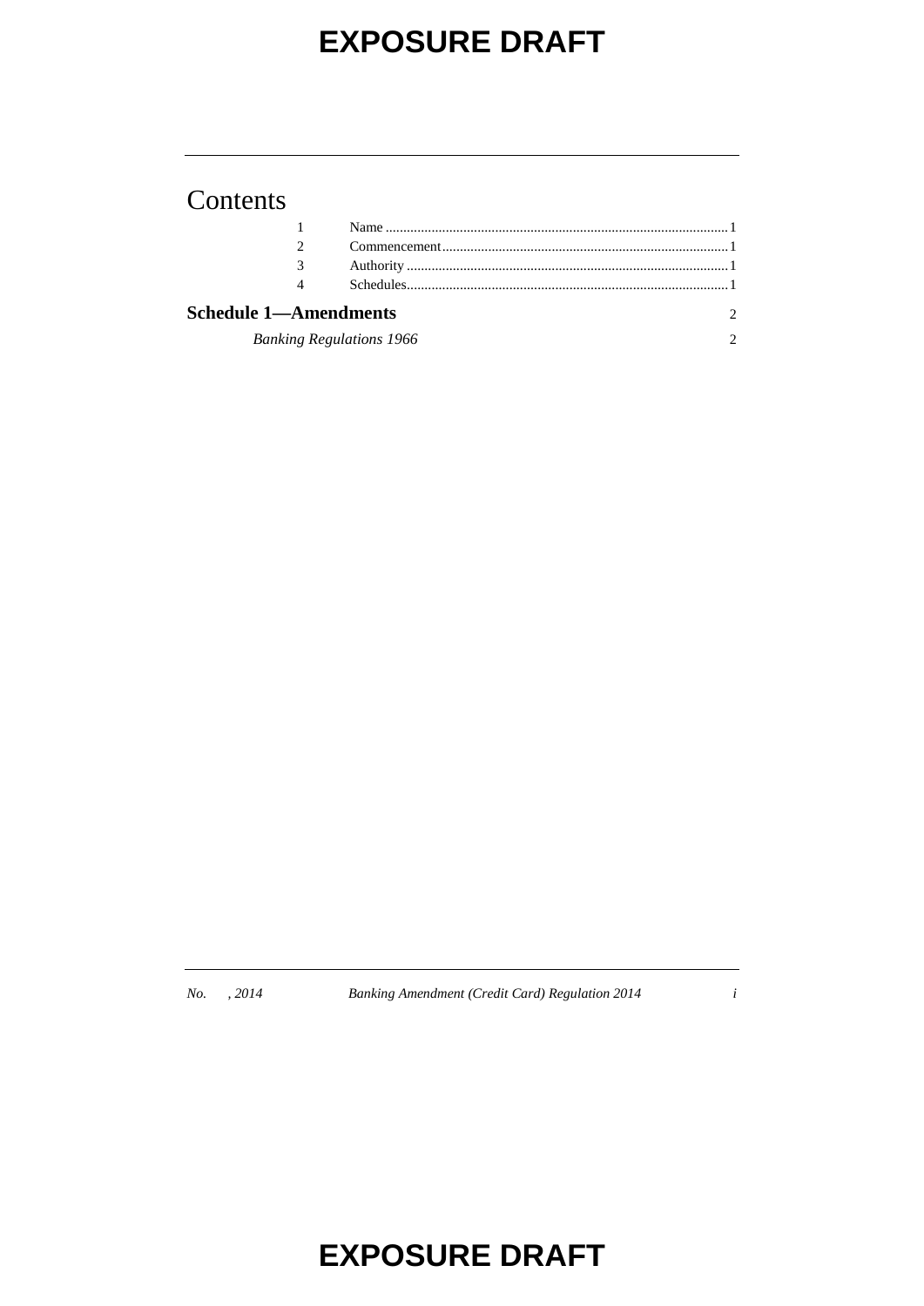# Contents

| | | |
|---|---|---|
| 1 | Name | 1 |
| 2 | Commencement | 1 |
| 3 | Authority | 1 |
| 4 | Schedules | 1 |

**Schedule 1—Amendments** 2

*Banking Regulations 1966* 2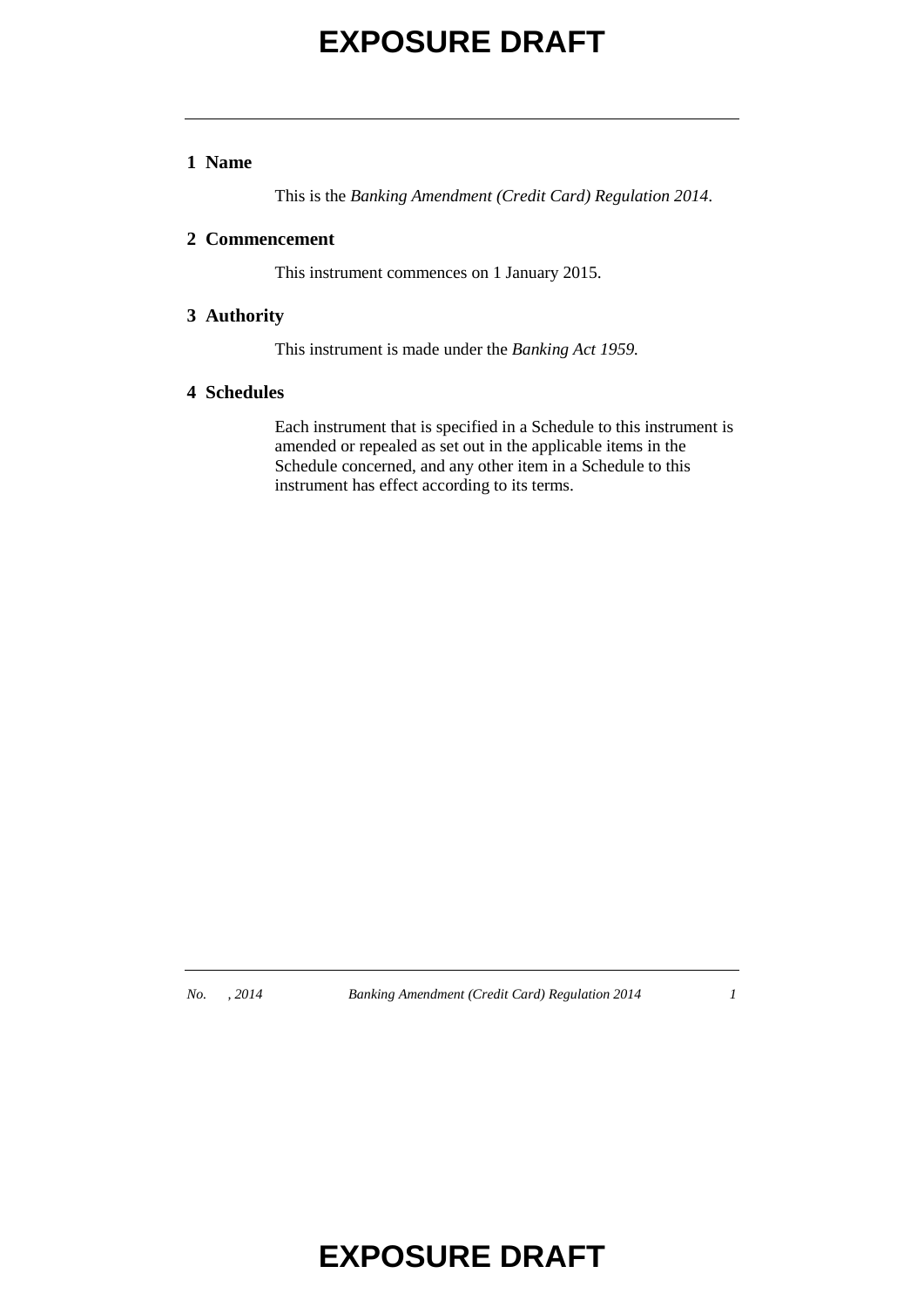## 1 Name

This is the *Banking Amendment (Credit Card) Regulation 2014*.

## 2 Commencement

This instrument commences on 1 January 2015.

## 3 Authority

This instrument is made under the *Banking Act 1959*.

## 4 Schedules

Each instrument that is specified in a Schedule to this instrument is amended or repealed as set out in the applicable items in the Schedule concerned, and any other item in a Schedule to this instrument has effect according to its terms.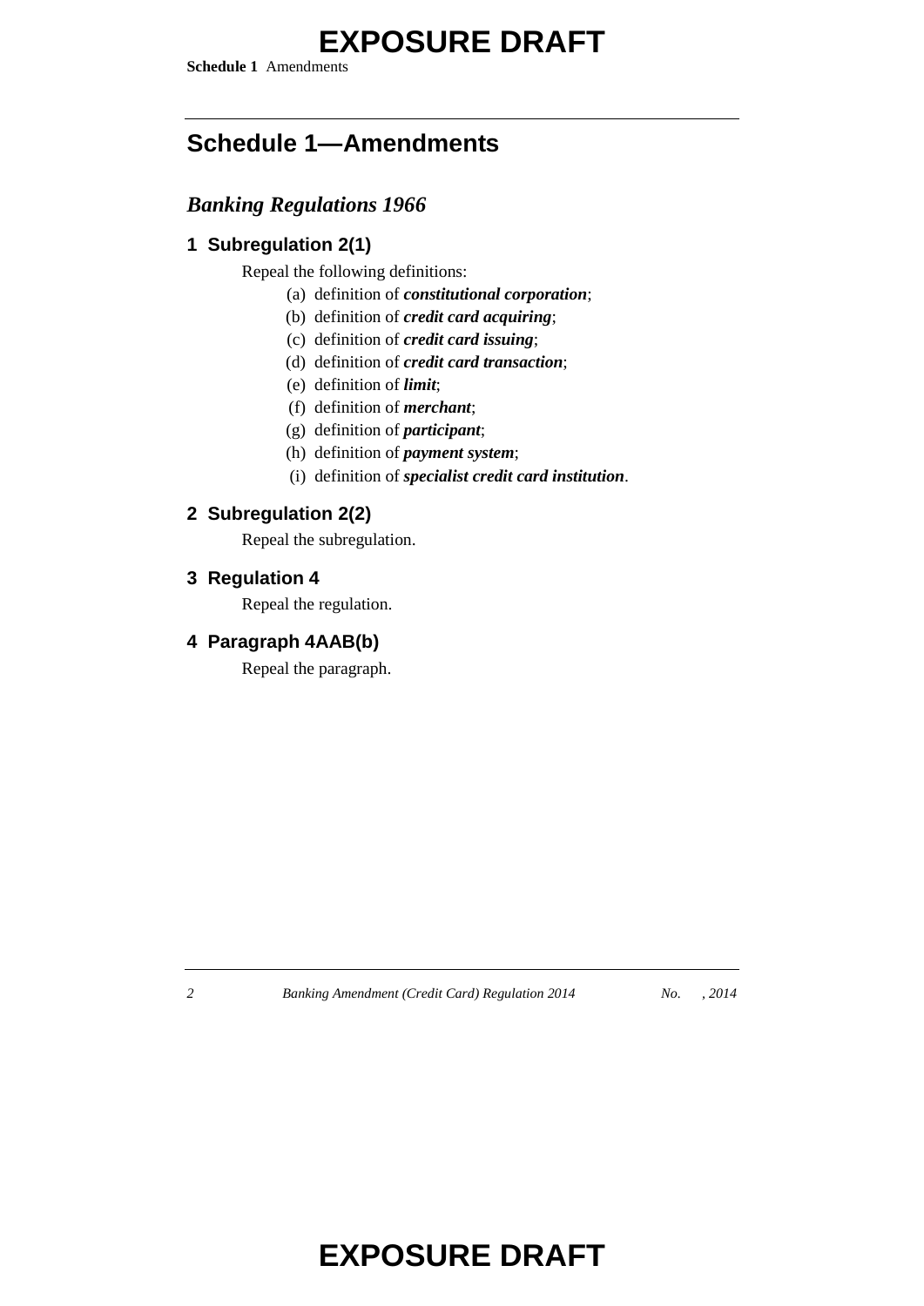# Schedule 1—Amendments

## *Banking Regulations 1966*

### 1 Subregulation 2(1)

Repeal the following definitions:

- (a) definition of ***constitutional corporation***;
- (b) definition of ***credit card acquiring***;
- (c) definition of ***credit card issuing***;
- (d) definition of ***credit card transaction***;
- (e) definition of ***limit***;
- (f) definition of ***merchant***;
- (g) definition of ***participant***;
- (h) definition of ***payment system***;
- (i) definition of ***specialist credit card institution***.

### 2 Subregulation 2(2)

Repeal the subregulation.

### 3 Regulation 4

Repeal the regulation.

### 4 Paragraph 4AAB(b)

Repeal the paragraph.